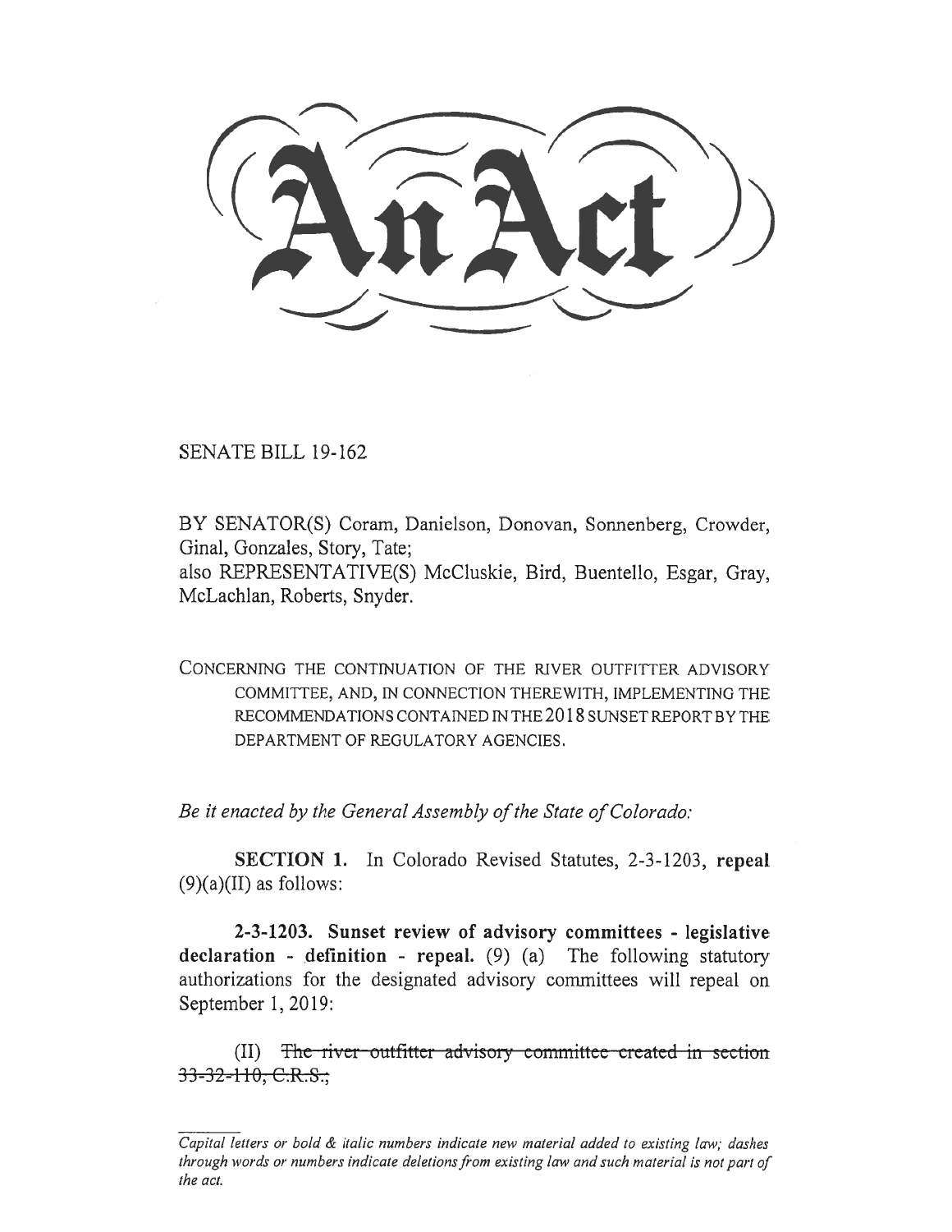# An Act

SENATE BILL 19-162

BY SENATOR(S) Coram, Danielson, Donovan, Sonnenberg, Crowder, Ginal, Gonzales, Story, Tate;
also REPRESENTATIVE(S) McCluskie, Bird, Buentello, Esgar, Gray, McLachlan, Roberts, Snyder.

CONCERNING THE CONTINUATION OF THE RIVER OUTFITTER ADVISORY COMMITTEE, AND, IN CONNECTION THEREWITH, IMPLEMENTING THE RECOMMENDATIONS CONTAINED IN THE 2018 SUNSET REPORT BY THE DEPARTMENT OF REGULATORY AGENCIES.

*Be it enacted by the General Assembly of the State of Colorado:*

**SECTION 1.** In Colorado Revised Statutes, 2-3-1203, **repeal** (9)(a)(II) as follows:

**2-3-1203. Sunset review of advisory committees - legislative declaration - definition - repeal.** (9) (a) The following statutory authorizations for the designated advisory committees will repeal on September 1, 2019:

(II) ~~The river outfitter advisory committee created in section 33-32-110, C.R.S.;~~

*Capital letters or bold & italic numbers indicate new material added to existing law; dashes through words or numbers indicate deletions from existing law and such material is not part of the act.*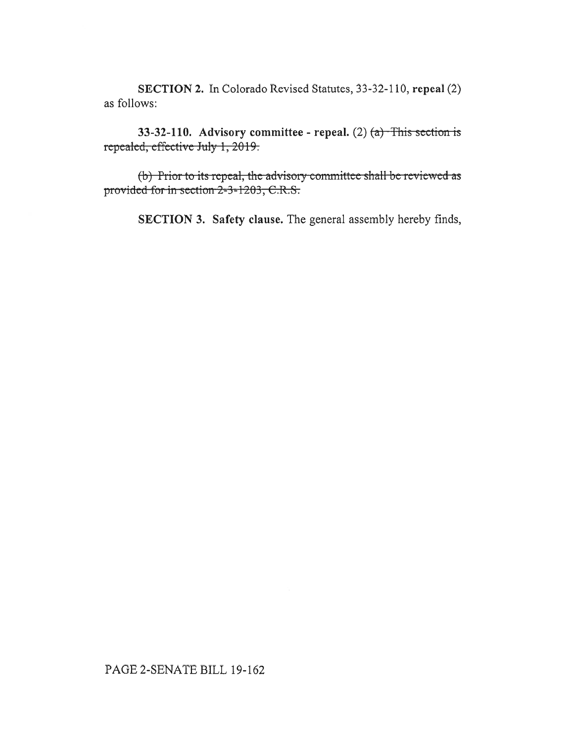**SECTION 2.** In Colorado Revised Statutes, 33-32-110, **repeal** (2) as follows:

**33-32-110. Advisory committee - repeal.** (2) ~~(a) This section is repealed, effective July 1, 2019.~~

~~(b) Prior to its repeal, the advisory committee shall be reviewed as provided for in section 2-3-1203, C.R.S.~~

**SECTION 3. Safety clause.** The general assembly hereby finds,

PAGE 2-SENATE BILL 19-162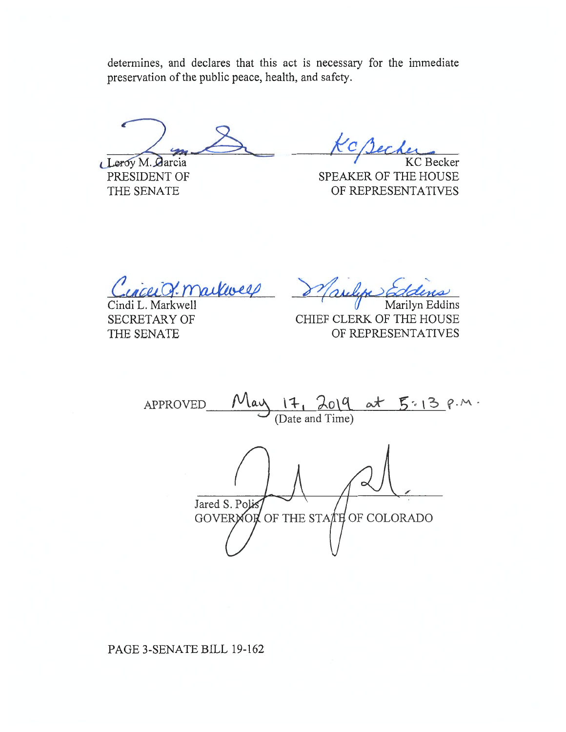determines, and declares that this act is necessary for the immediate preservation of the public peace, health, and safety.

Leroy M. Garcia
PRESIDENT OF THE SENATE

KC Becker
SPEAKER OF THE HOUSE OF REPRESENTATIVES

Cindi L. Markwell
SECRETARY OF THE SENATE

Marilyn Eddins
CHIEF CLERK OF THE HOUSE OF REPRESENTATIVES

APPROVED May 17, 2019 at 5:13 p.m.
(Date and Time)

Jared S. Polis
GOVERNOR OF THE STATE OF COLORADO

PAGE 3-SENATE BILL 19-162